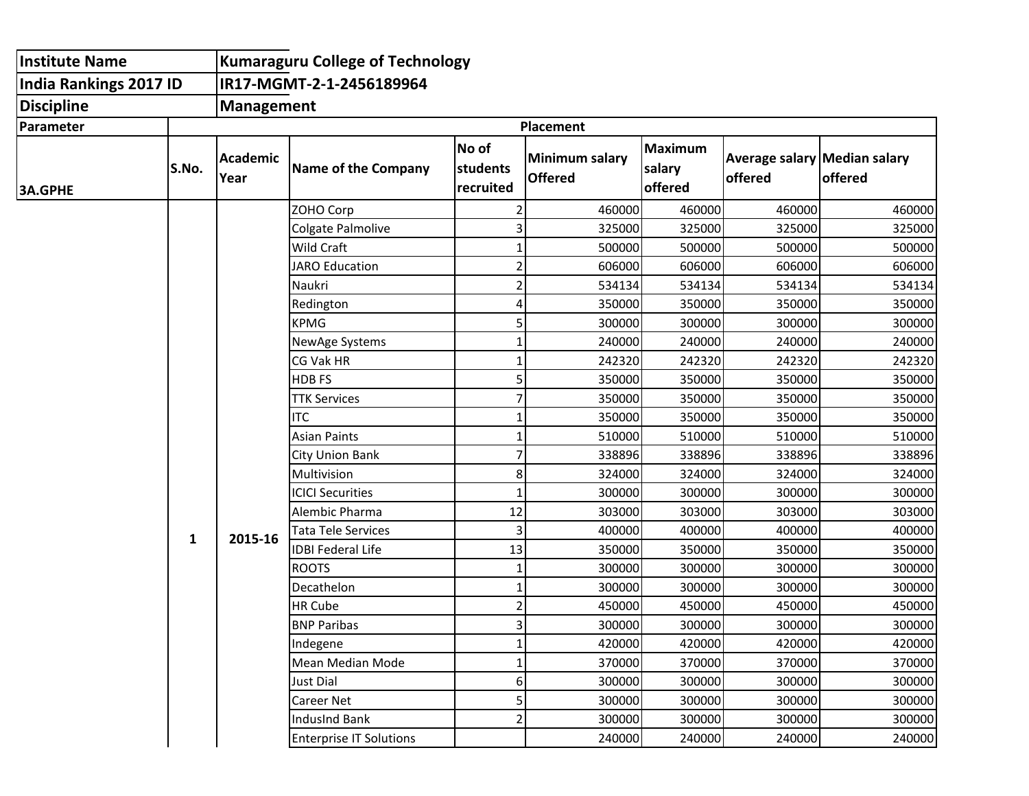| Institute Name | Kumaraguru College of Technology |
| --- | --- |
| India Rankings 2017 ID | IR17-MGMT-2-1-2456189964 |
| Discipline | Management |

| Parameter | Placement | | | | | | |
| --- | --- | --- | --- | --- | --- | --- | --- |
| 3A.GPHE | S.No. | Academic Year | Name of the Company | No of students recruited | Minimum salary Offered | Maximum salary offered | Average salary offered | Median salary offered |
| | 1 | 2015-16 | ZOHO Corp | 2 | 460000 | 460000 | 460000 | 460000 |
| | | | Colgate Palmolive | 3 | 325000 | 325000 | 325000 | 325000 |
| | | | Wild Craft | 1 | 500000 | 500000 | 500000 | 500000 |
| | | | JARO Education | 2 | 606000 | 606000 | 606000 | 606000 |
| | | | Naukri | 2 | 534134 | 534134 | 534134 | 534134 |
| | | | Redington | 4 | 350000 | 350000 | 350000 | 350000 |
| | | | KPMG | 5 | 300000 | 300000 | 300000 | 300000 |
| | | | NewAge Systems | 1 | 240000 | 240000 | 240000 | 240000 |
| | | | CG Vak HR | 1 | 242320 | 242320 | 242320 | 242320 |
| | | | HDB FS | 5 | 350000 | 350000 | 350000 | 350000 |
| | | | TTK Services | 7 | 350000 | 350000 | 350000 | 350000 |
| | | | ITC | 1 | 350000 | 350000 | 350000 | 350000 |
| | | | Asian Paints | 1 | 510000 | 510000 | 510000 | 510000 |
| | | | City Union Bank | 7 | 338896 | 338896 | 338896 | 338896 |
| | | | Multivision | 8 | 324000 | 324000 | 324000 | 324000 |
| | | | ICICI Securities | 1 | 300000 | 300000 | 300000 | 300000 |
| | | | Alembic Pharma | 12 | 303000 | 303000 | 303000 | 303000 |
| | | | Tata Tele Services | 3 | 400000 | 400000 | 400000 | 400000 |
| | | | IDBI Federal Life | 13 | 350000 | 350000 | 350000 | 350000 |
| | | | ROOTS | 1 | 300000 | 300000 | 300000 | 300000 |
| | | | Decathelon | 1 | 300000 | 300000 | 300000 | 300000 |
| | | | HR Cube | 2 | 450000 | 450000 | 450000 | 450000 |
| | | | BNP Paribas | 3 | 300000 | 300000 | 300000 | 300000 |
| | | | Indegene | 1 | 420000 | 420000 | 420000 | 420000 |
| | | | Mean Median Mode | 1 | 370000 | 370000 | 370000 | 370000 |
| | | | Just Dial | 6 | 300000 | 300000 | 300000 | 300000 |
| | | | Career Net | 5 | 300000 | 300000 | 300000 | 300000 |
| | | | IndusInd Bank | 2 | 300000 | 300000 | 300000 | 300000 |
| | | | Enterprise IT Solutions | | 240000 | 240000 | 240000 | 240000 |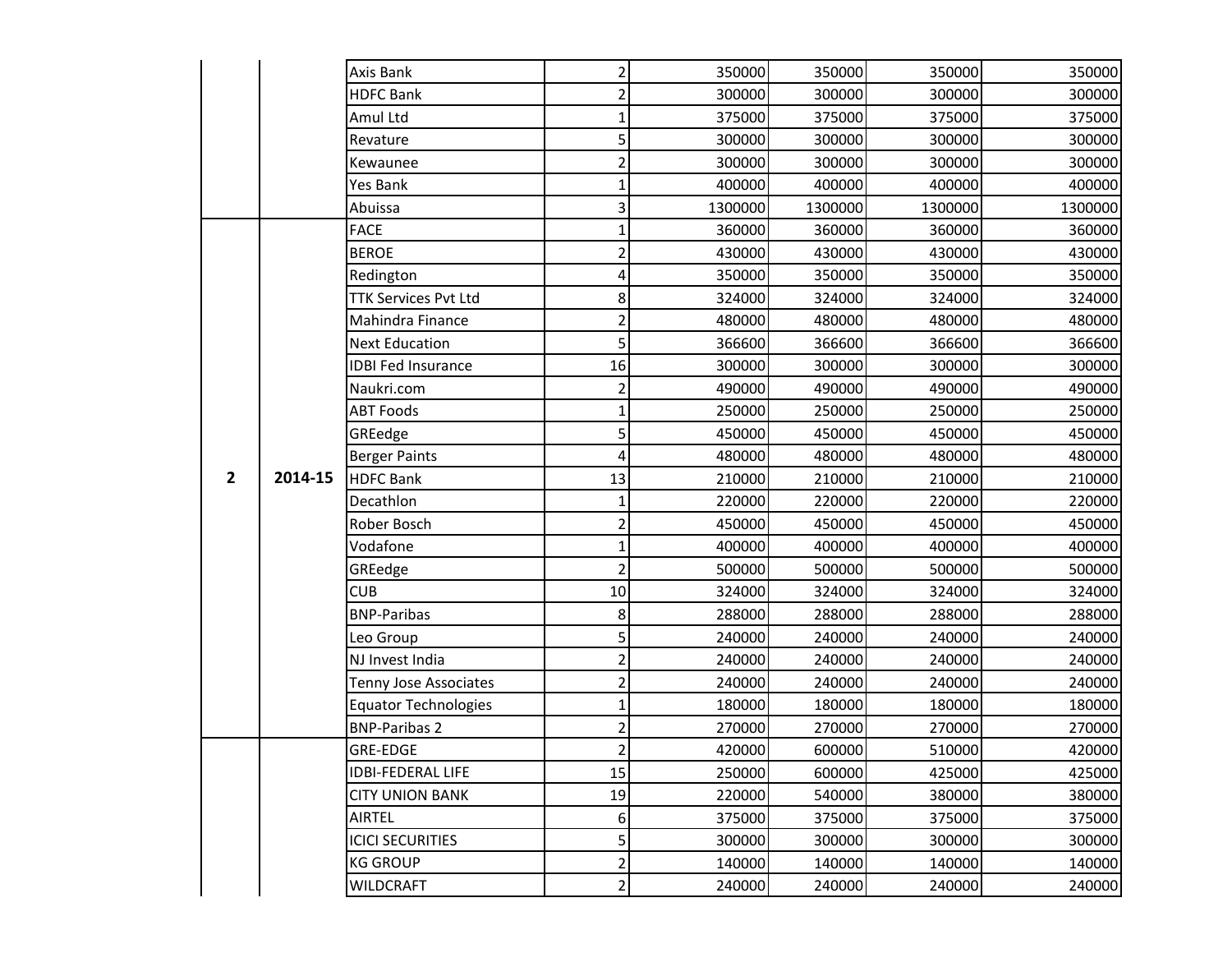| | | | | | | | |
|---|---|---|---|---|---|---|---|
| | | Axis Bank | 2 | 350000 | 350000 | 350000 | 350000 |
| | | HDFC Bank | 2 | 300000 | 300000 | 300000 | 300000 |
| | | Amul Ltd | 1 | 375000 | 375000 | 375000 | 375000 |
| | | Revature | 5 | 300000 | 300000 | 300000 | 300000 |
| | | Kewaunee | 2 | 300000 | 300000 | 300000 | 300000 |
| | | Yes Bank | 1 | 400000 | 400000 | 400000 | 400000 |
| | | Abuissa | 3 | 1300000 | 1300000 | 1300000 | 1300000 |
| **2** | **2014-15** | FACE | 1 | 360000 | 360000 | 360000 | 360000 |
| | | BEROE | 2 | 430000 | 430000 | 430000 | 430000 |
| | | Redington | 4 | 350000 | 350000 | 350000 | 350000 |
| | | TTK Services Pvt Ltd | 8 | 324000 | 324000 | 324000 | 324000 |
| | | Mahindra Finance | 2 | 480000 | 480000 | 480000 | 480000 |
| | | Next Education | 5 | 366600 | 366600 | 366600 | 366600 |
| | | IDBI Fed Insurance | 16 | 300000 | 300000 | 300000 | 300000 |
| | | Naukri.com | 2 | 490000 | 490000 | 490000 | 490000 |
| | | ABT Foods | 1 | 250000 | 250000 | 250000 | 250000 |
| | | GREedge | 5 | 450000 | 450000 | 450000 | 450000 |
| | | Berger Paints | 4 | 480000 | 480000 | 480000 | 480000 |
| | | HDFC Bank | 13 | 210000 | 210000 | 210000 | 210000 |
| | | Decathlon | 1 | 220000 | 220000 | 220000 | 220000 |
| | | Rober Bosch | 2 | 450000 | 450000 | 450000 | 450000 |
| | | Vodafone | 1 | 400000 | 400000 | 400000 | 400000 |
| | | GREedge | 2 | 500000 | 500000 | 500000 | 500000 |
| | | CUB | 10 | 324000 | 324000 | 324000 | 324000 |
| | | BNP-Paribas | 8 | 288000 | 288000 | 288000 | 288000 |
| | | Leo Group | 5 | 240000 | 240000 | 240000 | 240000 |
| | | NJ Invest India | 2 | 240000 | 240000 | 240000 | 240000 |
| | | Tenny Jose Associates | 2 | 240000 | 240000 | 240000 | 240000 |
| | | Equator Technologies | 1 | 180000 | 180000 | 180000 | 180000 |
| | | BNP-Paribas 2 | 2 | 270000 | 270000 | 270000 | 270000 |
| | | GRE-EDGE | 2 | 420000 | 600000 | 510000 | 420000 |
| | | IDBI-FEDERAL LIFE | 15 | 250000 | 600000 | 425000 | 425000 |
| | | CITY UNION BANK | 19 | 220000 | 540000 | 380000 | 380000 |
| | | AIRTEL | 6 | 375000 | 375000 | 375000 | 375000 |
| | | ICICI SECURITIES | 5 | 300000 | 300000 | 300000 | 300000 |
| | | KG GROUP | 2 | 140000 | 140000 | 140000 | 140000 |
| | | WILDCRAFT | 2 | 240000 | 240000 | 240000 | 240000 |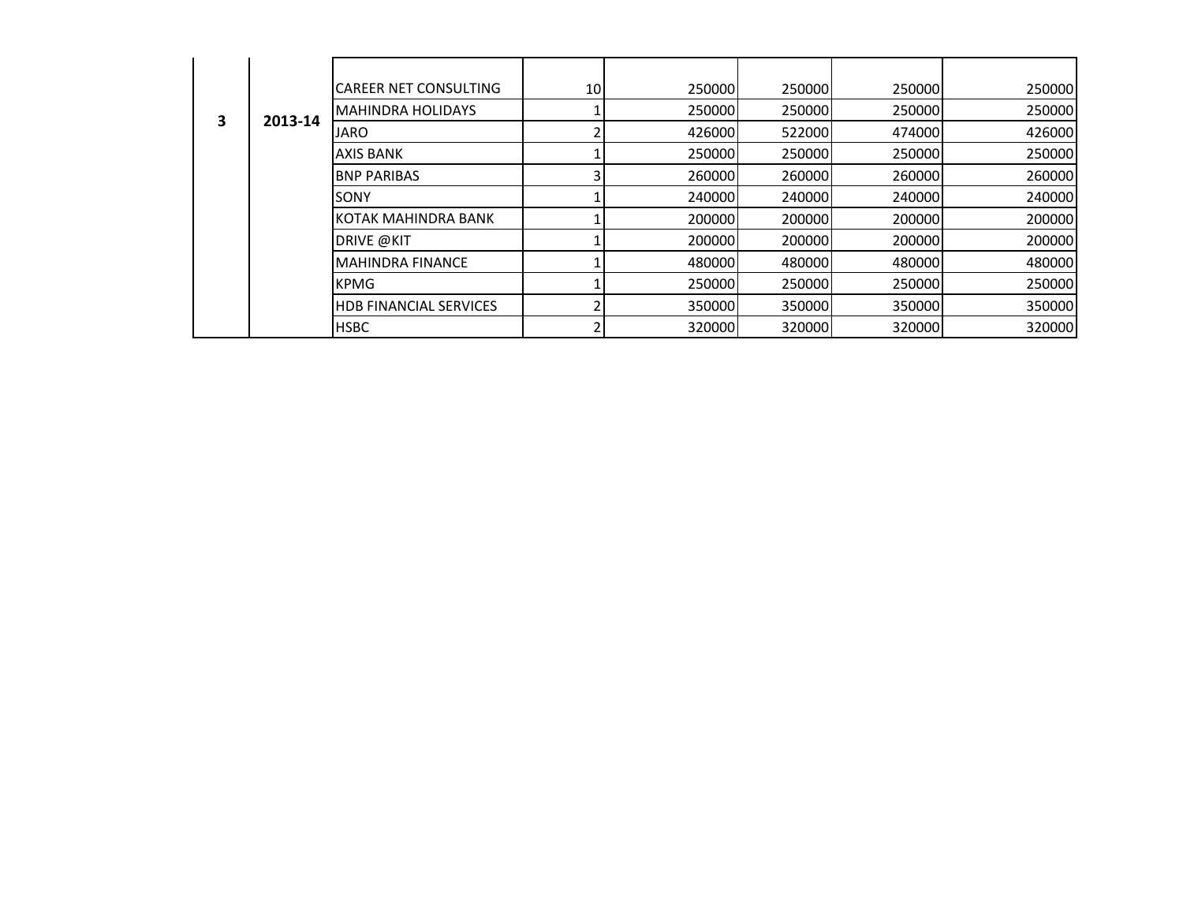| | | | | | | | |
|---|---|---|---|---|---|---|---|
| **3** | **2013-14** | CAREER NET CONSULTING | 10 | 250000 | 250000 | 250000 | 250000 |
| | | MAHINDRA HOLIDAYS | 1 | 250000 | 250000 | 250000 | 250000 |
| | | JARO | 2 | 426000 | 522000 | 474000 | 426000 |
| | | AXIS BANK | 1 | 250000 | 250000 | 250000 | 250000 |
| | | BNP PARIBAS | 3 | 260000 | 260000 | 260000 | 260000 |
| | | SONY | 1 | 240000 | 240000 | 240000 | 240000 |
| | | KOTAK MAHINDRA BANK | 1 | 200000 | 200000 | 200000 | 200000 |
| | | DRIVE @KIT | 1 | 200000 | 200000 | 200000 | 200000 |
| | | MAHINDRA FINANCE | 1 | 480000 | 480000 | 480000 | 480000 |
| | | KPMG | 1 | 250000 | 250000 | 250000 | 250000 |
| | | HDB FINANCIAL SERVICES | 2 | 350000 | 350000 | 350000 | 350000 |
| | | HSBC | 2 | 320000 | 320000 | 320000 | 320000 |